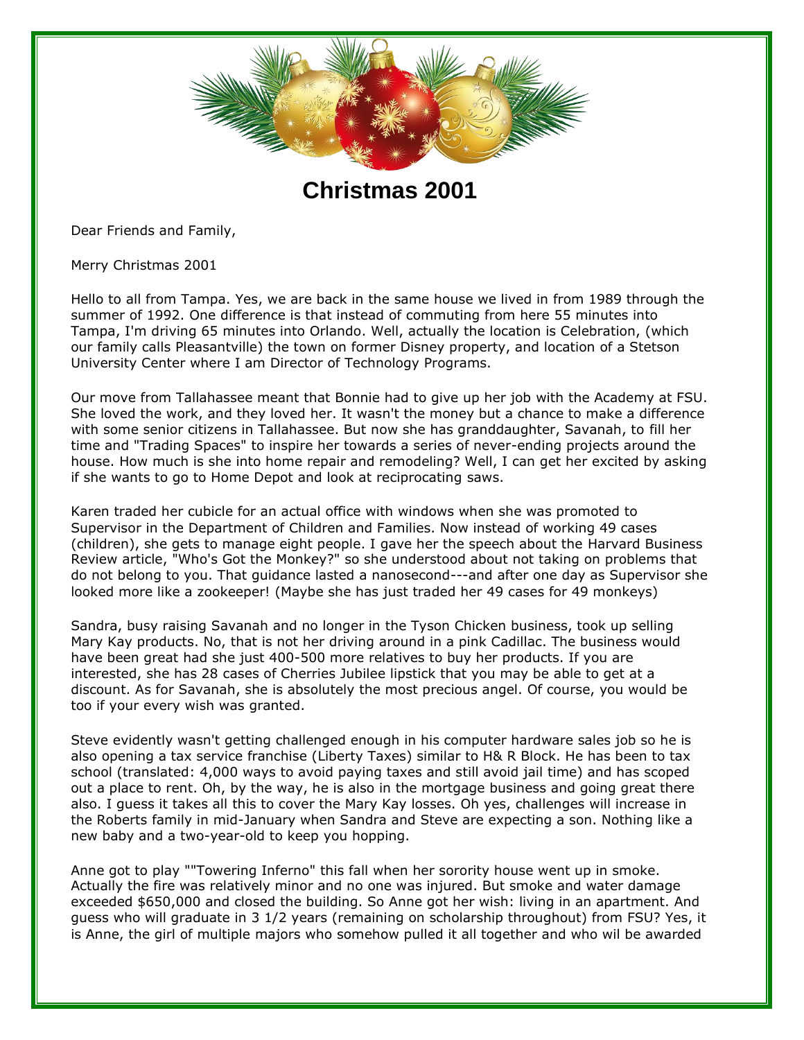# Christmas 2001

Dear Friends and Family,

Merry Christmas 2001

Hello to all from Tampa. Yes, we are back in the same house we lived in from 1989 through the summer of 1992. One difference is that instead of commuting from here 55 minutes into Tampa, I'm driving 65 minutes into Orlando. Well, actually the location is Celebration, (which our family calls Pleasantville) the town on former Disney property, and location of a Stetson University Center where I am Director of Technology Programs.

Our move from Tallahassee meant that Bonnie had to give up her job with the Academy at FSU. She loved the work, and they loved her. It wasn't the money but a chance to make a difference with some senior citizens in Tallahassee. But now she has granddaughter, Savanah, to fill her time and "Trading Spaces" to inspire her towards a series of never-ending projects around the house. How much is she into home repair and remodeling? Well, I can get her excited by asking if she wants to go to Home Depot and look at reciprocating saws.

Karen traded her cubicle for an actual office with windows when she was promoted to Supervisor in the Department of Children and Families. Now instead of working 49 cases (children), she gets to manage eight people. I gave her the speech about the Harvard Business Review article, "Who's Got the Monkey?" so she understood about not taking on problems that do not belong to you. That guidance lasted a nanosecond---and after one day as Supervisor she looked more like a zookeeper! (Maybe she has just traded her 49 cases for 49 monkeys)

Sandra, busy raising Savanah and no longer in the Tyson Chicken business, took up selling Mary Kay products. No, that is not her driving around in a pink Cadillac. The business would have been great had she just 400-500 more relatives to buy her products. If you are interested, she has 28 cases of Cherries Jubilee lipstick that you may be able to get at a discount. As for Savanah, she is absolutely the most precious angel. Of course, you would be too if your every wish was granted.

Steve evidently wasn't getting challenged enough in his computer hardware sales job so he is also opening a tax service franchise (Liberty Taxes) similar to H& R Block. He has been to tax school (translated: 4,000 ways to avoid paying taxes and still avoid jail time) and has scoped out a place to rent. Oh, by the way, he is also in the mortgage business and going great there also. I guess it takes all this to cover the Mary Kay losses. Oh yes, challenges will increase in the Roberts family in mid-January when Sandra and Steve are expecting a son. Nothing like a new baby and a two-year-old to keep you hopping.

Anne got to play ""Towering Inferno" this fall when her sorority house went up in smoke. Actually the fire was relatively minor and no one was injured. But smoke and water damage exceeded $650,000 and closed the building. So Anne got her wish: living in an apartment. And guess who will graduate in 3 1/2 years (remaining on scholarship throughout) from FSU? Yes, it is Anne, the girl of multiple majors who somehow pulled it all together and who wil be awarded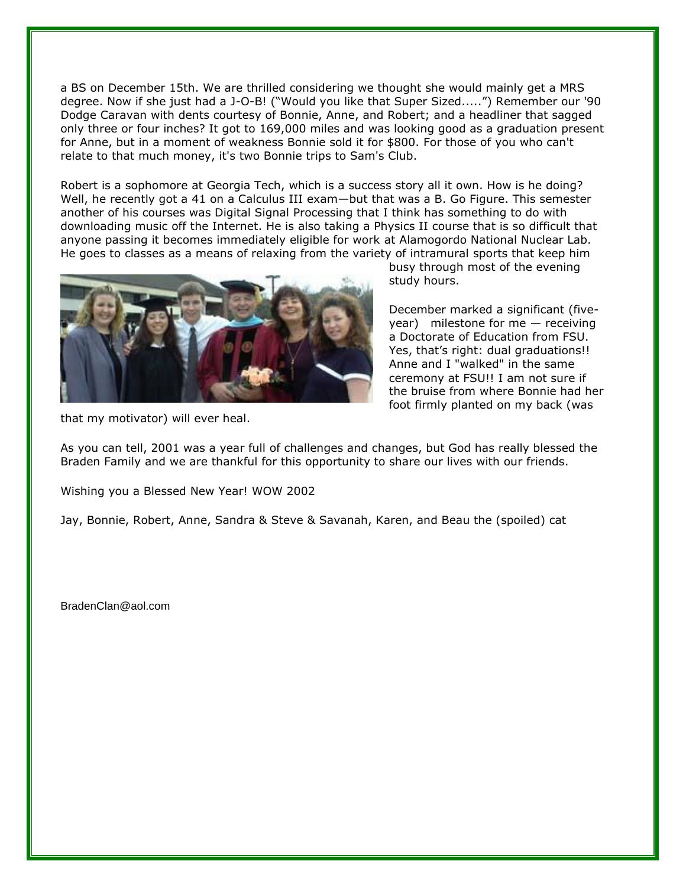a BS on December 15th. We are thrilled considering we thought she would mainly get a MRS degree. Now if she just had a J-O-B! ("Would you like that Super Sized.....") Remember our '90 Dodge Caravan with dents courtesy of Bonnie, Anne, and Robert; and a headliner that sagged only three or four inches? It got to 169,000 miles and was looking good as a graduation present for Anne, but in a moment of weakness Bonnie sold it for $800. For those of you who can't relate to that much money, it's two Bonnie trips to Sam's Club.

Robert is a sophomore at Georgia Tech, which is a success story all it own. How is he doing? Well, he recently got a 41 on a Calculus III exam—but that was a B. Go Figure. This semester another of his courses was Digital Signal Processing that I think has something to do with downloading music off the Internet. He is also taking a Physics II course that is so difficult that anyone passing it becomes immediately eligible for work at Alamogordo National Nuclear Lab. He goes to classes as a means of relaxing from the variety of intramural sports that keep him busy through most of the evening study hours.

December marked a significant (five-year) milestone for me — receiving a Doctorate of Education from FSU. Yes, that's right: dual graduations!! Anne and I "walked" in the same ceremony at FSU!! I am not sure if the bruise from where Bonnie had her foot firmly planted on my back (was that my motivator) will ever heal.

As you can tell, 2001 was a year full of challenges and changes, but God has really blessed the Braden Family and we are thankful for this opportunity to share our lives with our friends.

Wishing you a Blessed New Year! WOW 2002

Jay, Bonnie, Robert, Anne, Sandra & Steve & Savanah, Karen, and Beau the (spoiled) cat

BradenClan@aol.com